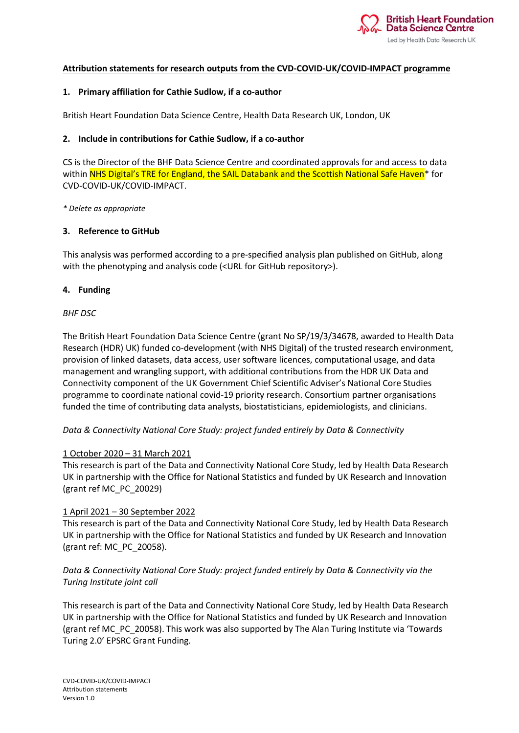**Attribution statements for research outputs from the CVD-COVID-UK/COVID-IMPACT programme**

**1. Primary affiliation for Cathie Sudlow, if a co-author**

British Heart Foundation Data Science Centre, Health Data Research UK, London, UK

**2. Include in contributions for Cathie Sudlow, if a co-author**

CS is the Director of the BHF Data Science Centre and coordinated approvals for and access to data within NHS Digital's TRE for England, the SAIL Databank and the Scottish National Safe Haven* for CVD-COVID-UK/COVID-IMPACT.

*\* Delete as appropriate*

**3. Reference to GitHub**

This analysis was performed according to a pre-specified analysis plan published on GitHub, along with the phenotyping and analysis code (<URL for GitHub repository>).

**4. Funding**

*BHF DSC*

The British Heart Foundation Data Science Centre (grant No SP/19/3/34678, awarded to Health Data Research (HDR) UK) funded co-development (with NHS Digital) of the trusted research environment, provision of linked datasets, data access, user software licences, computational usage, and data management and wrangling support, with additional contributions from the HDR UK Data and Connectivity component of the UK Government Chief Scientific Adviser's National Core Studies programme to coordinate national covid-19 priority research. Consortium partner organisations funded the time of contributing data analysts, biostatisticians, epidemiologists, and clinicians.

*Data & Connectivity National Core Study: project funded entirely by Data & Connectivity*

1 October 2020 – 31 March 2021
This research is part of the Data and Connectivity National Core Study, led by Health Data Research UK in partnership with the Office for National Statistics and funded by UK Research and Innovation (grant ref MC_PC_20029)

1 April 2021 – 30 September 2022
This research is part of the Data and Connectivity National Core Study, led by Health Data Research UK in partnership with the Office for National Statistics and funded by UK Research and Innovation (grant ref: MC_PC_20058).

*Data & Connectivity National Core Study: project funded entirely by Data & Connectivity via the Turing Institute joint call*

This research is part of the Data and Connectivity National Core Study, led by Health Data Research UK in partnership with the Office for National Statistics and funded by UK Research and Innovation (grant ref MC_PC_20058). This work was also supported by The Alan Turing Institute via 'Towards Turing 2.0' EPSRC Grant Funding.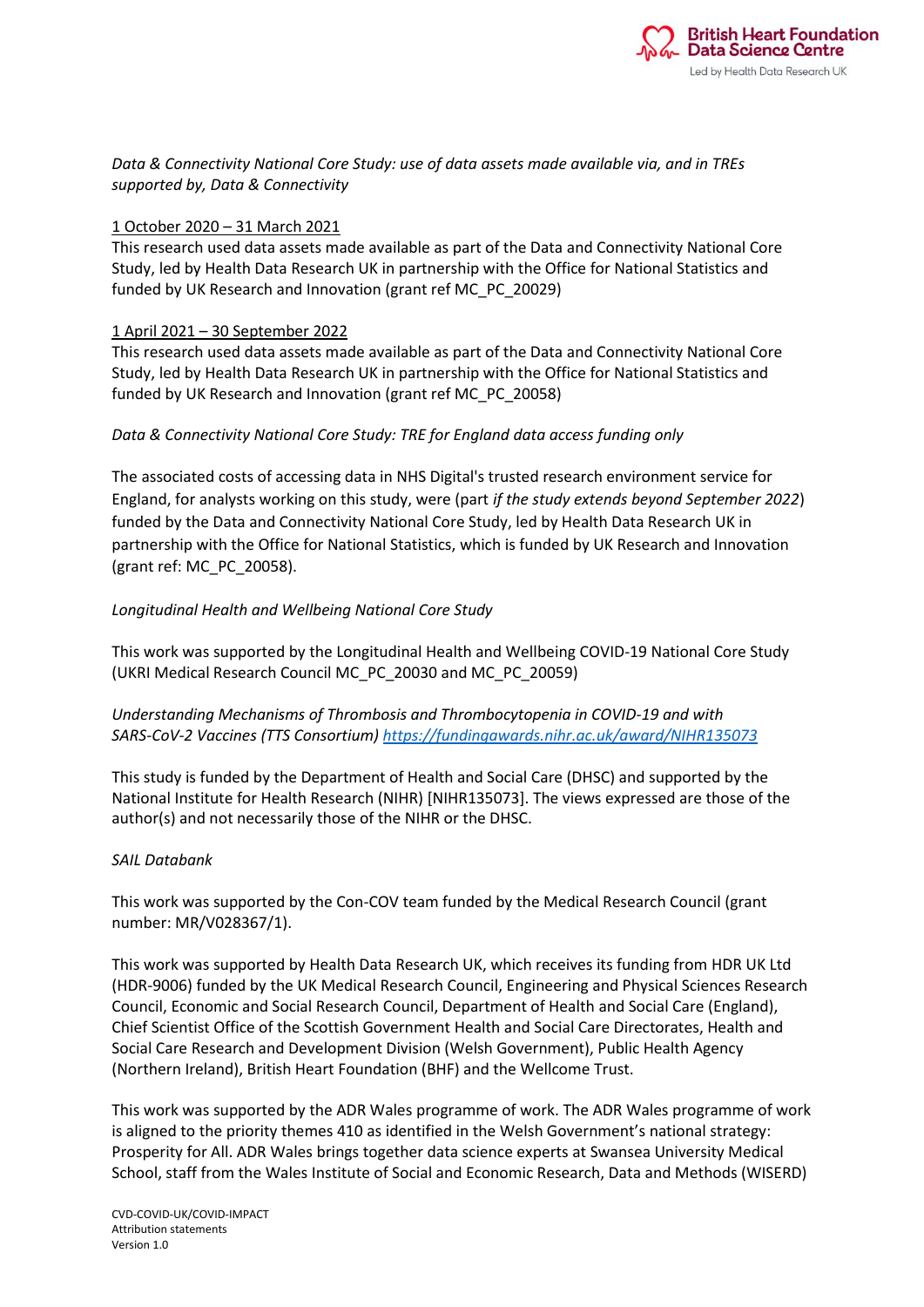*Data & Connectivity National Core Study: use of data assets made available via, and in TREs supported by, Data & Connectivity*

1 October 2020 – 31 March 2021
This research used data assets made available as part of the Data and Connectivity National Core Study, led by Health Data Research UK in partnership with the Office for National Statistics and funded by UK Research and Innovation (grant ref MC_PC_20029)

1 April 2021 – 30 September 2022
This research used data assets made available as part of the Data and Connectivity National Core Study, led by Health Data Research UK in partnership with the Office for National Statistics and funded by UK Research and Innovation (grant ref MC_PC_20058)

*Data & Connectivity National Core Study: TRE for England data access funding only*

The associated costs of accessing data in NHS Digital's trusted research environment service for England, for analysts working on this study, were (part *if the study extends beyond September 2022*) funded by the Data and Connectivity National Core Study, led by Health Data Research UK in partnership with the Office for National Statistics, which is funded by UK Research and Innovation (grant ref: MC_PC_20058).

*Longitudinal Health and Wellbeing National Core Study*

This work was supported by the Longitudinal Health and Wellbeing COVID-19 National Core Study (UKRI Medical Research Council MC_PC_20030 and MC_PC_20059)

*Understanding Mechanisms of Thrombosis and Thrombocytopenia in COVID-19 and with SARS-CoV-2 Vaccines (TTS Consortium)* https://fundingawards.nihr.ac.uk/award/NIHR135073

This study is funded by the Department of Health and Social Care (DHSC) and supported by the National Institute for Health Research (NIHR) [NIHR135073]. The views expressed are those of the author(s) and not necessarily those of the NIHR or the DHSC.

*SAIL Databank*

This work was supported by the Con-COV team funded by the Medical Research Council (grant number: MR/V028367/1).

This work was supported by Health Data Research UK, which receives its funding from HDR UK Ltd (HDR-9006) funded by the UK Medical Research Council, Engineering and Physical Sciences Research Council, Economic and Social Research Council, Department of Health and Social Care (England), Chief Scientist Office of the Scottish Government Health and Social Care Directorates, Health and Social Care Research and Development Division (Welsh Government), Public Health Agency (Northern Ireland), British Heart Foundation (BHF) and the Wellcome Trust.

This work was supported by the ADR Wales programme of work. The ADR Wales programme of work is aligned to the priority themes 410 as identified in the Welsh Government's national strategy: Prosperity for All. ADR Wales brings together data science experts at Swansea University Medical School, staff from the Wales Institute of Social and Economic Research, Data and Methods (WISERD)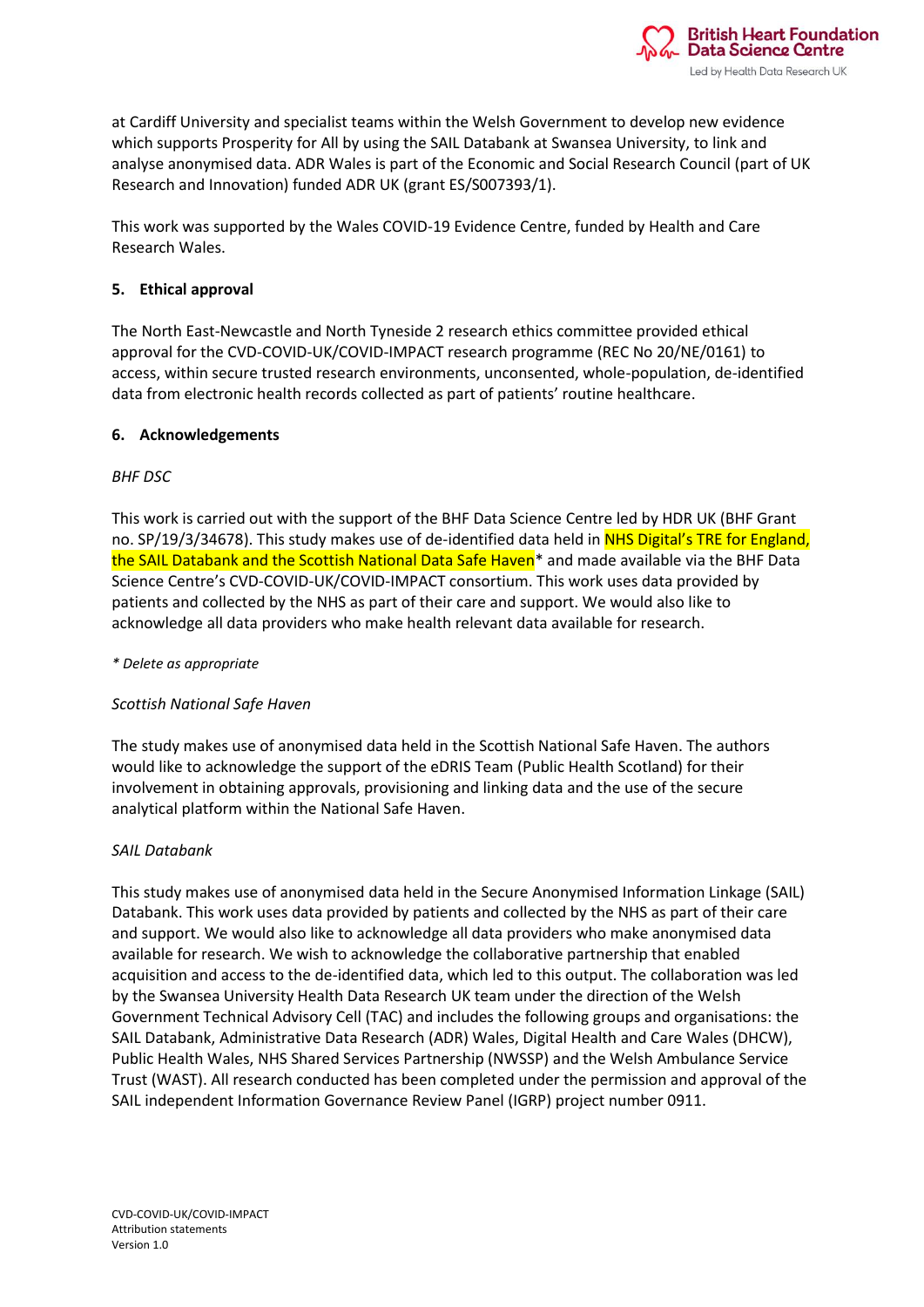at Cardiff University and specialist teams within the Welsh Government to develop new evidence which supports Prosperity for All by using the SAIL Databank at Swansea University, to link and analyse anonymised data. ADR Wales is part of the Economic and Social Research Council (part of UK Research and Innovation) funded ADR UK (grant ES/S007393/1).

This work was supported by the Wales COVID-19 Evidence Centre, funded by Health and Care Research Wales.

## 5. Ethical approval

The North East-Newcastle and North Tyneside 2 research ethics committee provided ethical approval for the CVD-COVID-UK/COVID-IMPACT research programme (REC No 20/NE/0161) to access, within secure trusted research environments, unconsented, whole-population, de-identified data from electronic health records collected as part of patients' routine healthcare.

## 6. Acknowledgements

*BHF DSC*

This work is carried out with the support of the BHF Data Science Centre led by HDR UK (BHF Grant no. SP/19/3/34678). This study makes use of de-identified data held in NHS Digital's TRE for England, the SAIL Databank and the Scottish National Data Safe Haven* and made available via the BHF Data Science Centre's CVD-COVID-UK/COVID-IMPACT consortium. This work uses data provided by patients and collected by the NHS as part of their care and support. We would also like to acknowledge all data providers who make health relevant data available for research.

*\* Delete as appropriate*

*Scottish National Safe Haven*

The study makes use of anonymised data held in the Scottish National Safe Haven. The authors would like to acknowledge the support of the eDRIS Team (Public Health Scotland) for their involvement in obtaining approvals, provisioning and linking data and the use of the secure analytical platform within the National Safe Haven.

*SAIL Databank*

This study makes use of anonymised data held in the Secure Anonymised Information Linkage (SAIL) Databank. This work uses data provided by patients and collected by the NHS as part of their care and support. We would also like to acknowledge all data providers who make anonymised data available for research. We wish to acknowledge the collaborative partnership that enabled acquisition and access to the de-identified data, which led to this output. The collaboration was led by the Swansea University Health Data Research UK team under the direction of the Welsh Government Technical Advisory Cell (TAC) and includes the following groups and organisations: the SAIL Databank, Administrative Data Research (ADR) Wales, Digital Health and Care Wales (DHCW), Public Health Wales, NHS Shared Services Partnership (NWSSP) and the Welsh Ambulance Service Trust (WAST). All research conducted has been completed under the permission and approval of the SAIL independent Information Governance Review Panel (IGRP) project number 0911.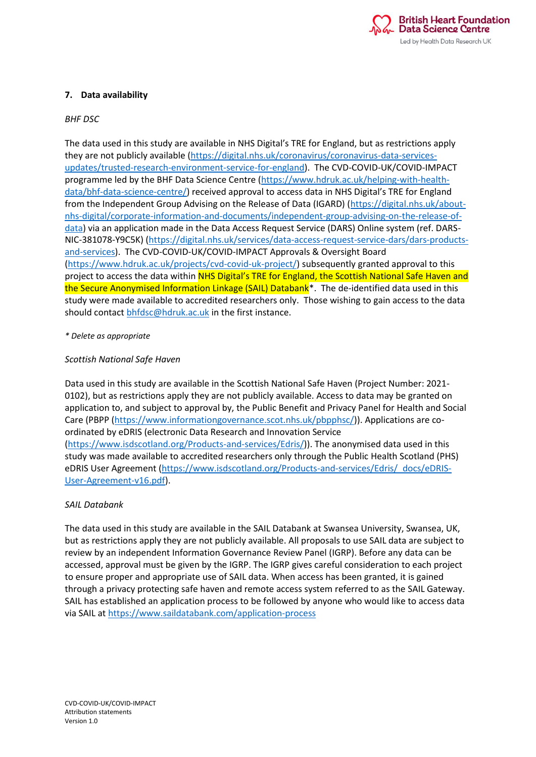## 7. Data availability

*BHF DSC*

The data used in this study are available in NHS Digital's TRE for England, but as restrictions apply they are not publicly available (https://digital.nhs.uk/coronavirus/coronavirus-data-services-updates/trusted-research-environment-service-for-england). The CVD-COVID-UK/COVID-IMPACT programme led by the BHF Data Science Centre (https://www.hdruk.ac.uk/helping-with-health-data/bhf-data-science-centre/) received approval to access data in NHS Digital's TRE for England from the Independent Group Advising on the Release of Data (IGARD) (https://digital.nhs.uk/about-nhs-digital/corporate-information-and-documents/independent-group-advising-on-the-release-of-data) via an application made in the Data Access Request Service (DARS) Online system (ref. DARS-NIC-381078-Y9C5K) (https://digital.nhs.uk/services/data-access-request-service-dars/dars-products-and-services). The CVD-COVID-UK/COVID-IMPACT Approvals & Oversight Board (https://www.hdruk.ac.uk/projects/cvd-covid-uk-project/) subsequently granted approval to this project to access the data within NHS Digital's TRE for England, the Scottish National Safe Haven and the Secure Anonymised Information Linkage (SAIL) Databank*. The de-identified data used in this study were made available to accredited researchers only. Those wishing to gain access to the data should contact bhfdsc@hdruk.ac.uk in the first instance.

*\* Delete as appropriate*

*Scottish National Safe Haven*

Data used in this study are available in the Scottish National Safe Haven (Project Number: 2021-0102), but as restrictions apply they are not publicly available. Access to data may be granted on application to, and subject to approval by, the Public Benefit and Privacy Panel for Health and Social Care (PBPP (https://www.informationgovernance.scot.nhs.uk/pbpphsc/)). Applications are co-ordinated by eDRIS (electronic Data Research and Innovation Service (https://www.isdscotland.org/Products-and-services/Edris/)). The anonymised data used in this study was made available to accredited researchers only through the Public Health Scotland (PHS) eDRIS User Agreement (https://www.isdscotland.org/Products-and-services/Edris/_docs/eDRIS-User-Agreement-v16.pdf).

*SAIL Databank*

The data used in this study are available in the SAIL Databank at Swansea University, Swansea, UK, but as restrictions apply they are not publicly available. All proposals to use SAIL data are subject to review by an independent Information Governance Review Panel (IGRP). Before any data can be accessed, approval must be given by the IGRP. The IGRP gives careful consideration to each project to ensure proper and appropriate use of SAIL data. When access has been granted, it is gained through a privacy protecting safe haven and remote access system referred to as the SAIL Gateway. SAIL has established an application process to be followed by anyone who would like to access data via SAIL at https://www.saildatabank.com/application-process